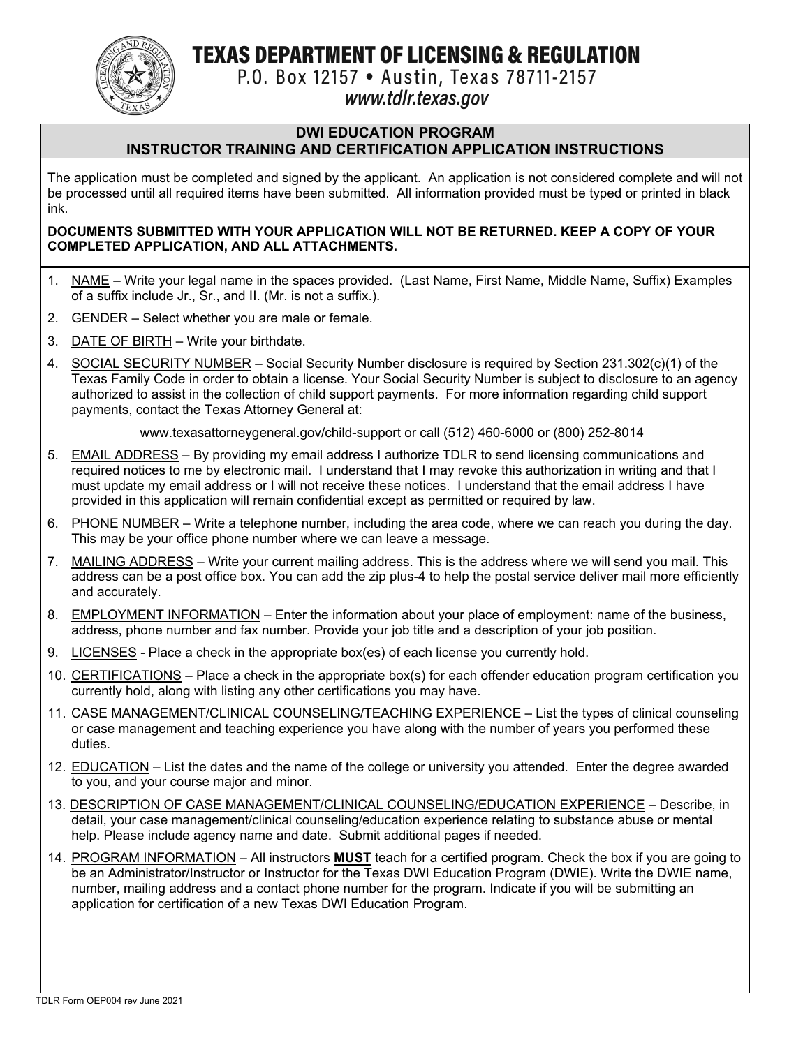# TEXAS DEPARTMENT OF LICENSING & REGULATION

P.O. Box 12157 • Austin, Texas 78711-2157

*www.tdlr.texas.gov*

## DWI EDUCATION PROGRAM
## INSTRUCTOR TRAINING AND CERTIFICATION APPLICATION INSTRUCTIONS

The application must be completed and signed by the applicant. An application is not considered complete and will not be processed until all required items have been submitted. All information provided must be typed or printed in black ink.

**DOCUMENTS SUBMITTED WITH YOUR APPLICATION WILL NOT BE RETURNED. KEEP A COPY OF YOUR COMPLETED APPLICATION, AND ALL ATTACHMENTS.**

1. NAME – Write your legal name in the spaces provided. (Last Name, First Name, Middle Name, Suffix) Examples of a suffix include Jr., Sr., and II. (Mr. is not a suffix.).
2. GENDER – Select whether you are male or female.
3. DATE OF BIRTH – Write your birthdate.
4. SOCIAL SECURITY NUMBER – Social Security Number disclosure is required by Section 231.302(c)(1) of the Texas Family Code in order to obtain a license. Your Social Security Number is subject to disclosure to an agency authorized to assist in the collection of child support payments. For more information regarding child support payments, contact the Texas Attorney General at:

   www.texasattorneygeneral.gov/child-support or call (512) 460-6000 or (800) 252-8014
5. EMAIL ADDRESS – By providing my email address I authorize TDLR to send licensing communications and required notices to me by electronic mail. I understand that I may revoke this authorization in writing and that I must update my email address or I will not receive these notices. I understand that the email address I have provided in this application will remain confidential except as permitted or required by law.
6. PHONE NUMBER – Write a telephone number, including the area code, where we can reach you during the day. This may be your office phone number where we can leave a message.
7. MAILING ADDRESS – Write your current mailing address. This is the address where we will send you mail. This address can be a post office box. You can add the zip plus-4 to help the postal service deliver mail more efficiently and accurately.
8. EMPLOYMENT INFORMATION – Enter the information about your place of employment: name of the business, address, phone number and fax number. Provide your job title and a description of your job position.
9. LICENSES - Place a check in the appropriate box(es) of each license you currently hold.
10. CERTIFICATIONS – Place a check in the appropriate box(s) for each offender education program certification you currently hold, along with listing any other certifications you may have.
11. CASE MANAGEMENT/CLINICAL COUNSELING/TEACHING EXPERIENCE – List the types of clinical counseling or case management and teaching experience you have along with the number of years you performed these duties.
12. EDUCATION – List the dates and the name of the college or university you attended. Enter the degree awarded to you, and your course major and minor.
13. DESCRIPTION OF CASE MANAGEMENT/CLINICAL COUNSELING/EDUCATION EXPERIENCE – Describe, in detail, your case management/clinical counseling/education experience relating to substance abuse or mental help. Please include agency name and date. Submit additional pages if needed.
14. PROGRAM INFORMATION – All instructors **MUST** teach for a certified program. Check the box if you are going to be an Administrator/Instructor or Instructor for the Texas DWI Education Program (DWIE). Write the DWIE name, number, mailing address and a contact phone number for the program. Indicate if you will be submitting an application for certification of a new Texas DWI Education Program.

TDLR Form OEP004 rev June 2021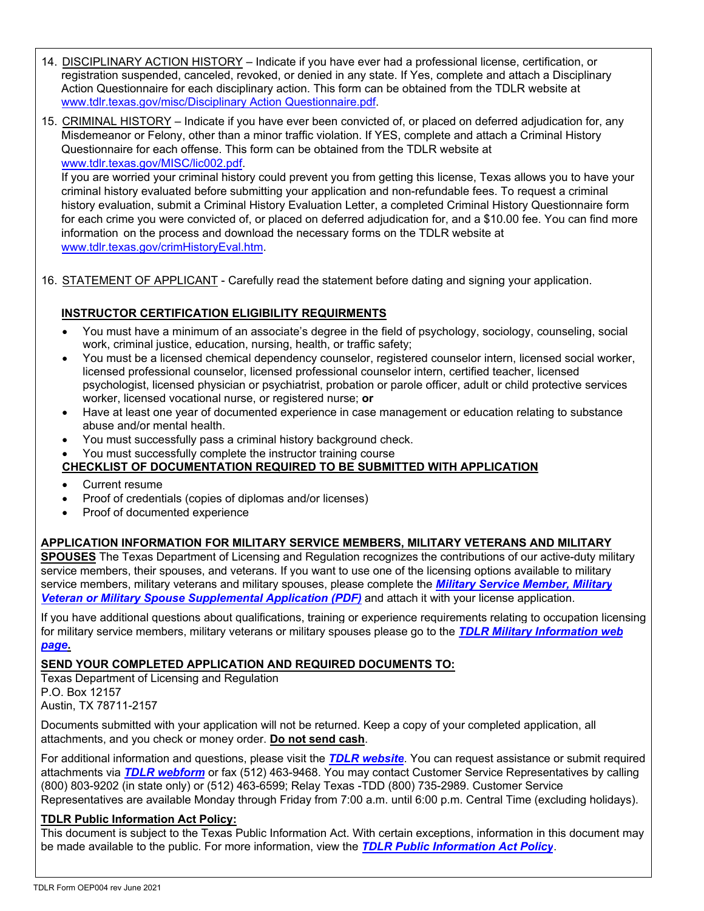14. DISCIPLINARY ACTION HISTORY – Indicate if you have ever had a professional license, certification, or registration suspended, canceled, revoked, or denied in any state. If Yes, complete and attach a Disciplinary Action Questionnaire for each disciplinary action. This form can be obtained from the TDLR website at www.tdlr.texas.gov/misc/Disciplinary Action Questionnaire.pdf.

15. CRIMINAL HISTORY – Indicate if you have ever been convicted of, or placed on deferred adjudication for, any Misdemeanor or Felony, other than a minor traffic violation. If YES, complete and attach a Criminal History Questionnaire for each offense. This form can be obtained from the TDLR website at www.tdlr.texas.gov/MISC/lic002.pdf.
If you are worried your criminal history could prevent you from getting this license, Texas allows you to have your criminal history evaluated before submitting your application and non-refundable fees. To request a criminal history evaluation, submit a Criminal History Evaluation Letter, a completed Criminal History Questionnaire form for each crime you were convicted of, or placed on deferred adjudication for, and a $10.00 fee. You can find more information on the process and download the necessary forms on the TDLR website at www.tdlr.texas.gov/crimHistoryEval.htm.

16. STATEMENT OF APPLICANT - Carefully read the statement before dating and signing your application.

**INSTRUCTOR CERTIFICATION ELIGIBILITY REQUIRMENTS**

- You must have a minimum of an associate's degree in the field of psychology, sociology, counseling, social work, criminal justice, education, nursing, health, or traffic safety;
- You must be a licensed chemical dependency counselor, registered counselor intern, licensed social worker, licensed professional counselor, licensed professional counselor intern, certified teacher, licensed psychologist, licensed physician or psychiatrist, probation or parole officer, adult or child protective services worker, licensed vocational nurse, or registered nurse; **or**
- Have at least one year of documented experience in case management or education relating to substance abuse and/or mental health.
- You must successfully pass a criminal history background check.
- You must successfully complete the instructor training course

**CHECKLIST OF DOCUMENTATION REQUIRED TO BE SUBMITTED WITH APPLICATION**

- Current resume
- Proof of credentials (copies of diplomas and/or licenses)
- Proof of documented experience

**APPLICATION INFORMATION FOR MILITARY SERVICE MEMBERS, MILITARY VETERANS AND MILITARY SPOUSES** The Texas Department of Licensing and Regulation recognizes the contributions of our active-duty military service members, their spouses, and veterans. If you want to use one of the licensing options available to military service members, military veterans and military spouses, please complete the ***Military Service Member, Military Veteran or Military Spouse Supplemental Application (PDF)*** and attach it with your license application.

If you have additional questions about qualifications, training or experience requirements relating to occupation licensing for military service members, military veterans or military spouses please go to the ***TDLR Military Information web page.***

**SEND YOUR COMPLETED APPLICATION AND REQUIRED DOCUMENTS TO:**
Texas Department of Licensing and Regulation
P.O. Box 12157
Austin, TX 78711-2157

Documents submitted with your application will not be returned. Keep a copy of your completed application, all attachments, and you check or money order. **Do not send cash**.

For additional information and questions, please visit the ***TDLR website***. You can request assistance or submit required attachments via ***TDLR webform*** or fax (512) 463-9468. You may contact Customer Service Representatives by calling (800) 803-9202 (in state only) or (512) 463-6599; Relay Texas -TDD (800) 735-2989. Customer Service Representatives are available Monday through Friday from 7:00 a.m. until 6:00 p.m. Central Time (excluding holidays).

**TDLR Public Information Act Policy:**
This document is subject to the Texas Public Information Act. With certain exceptions, information in this document may be made available to the public. For more information, view the ***TDLR Public Information Act Policy***.

TDLR Form OEP004 rev June 2021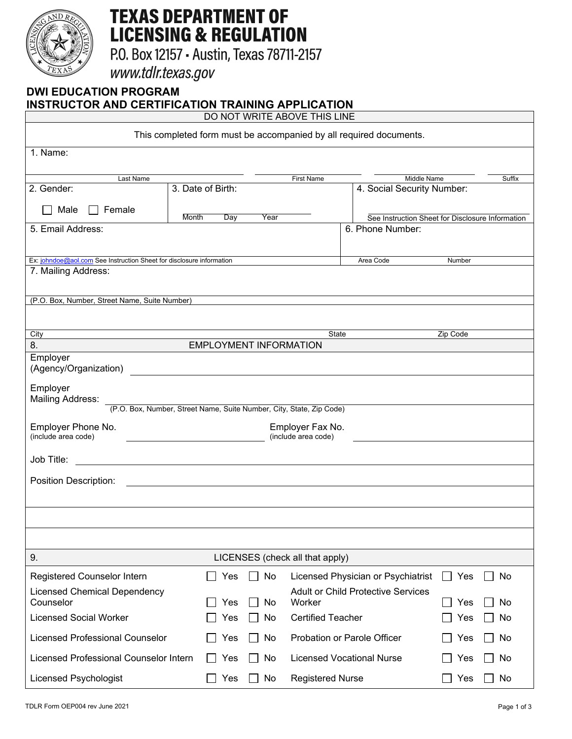# TEXAS DEPARTMENT OF LICENSING & REGULATION

P.O. Box 12157 • Austin, Texas 78711-2157

*www.tdlr.texas.gov*

## DWI EDUCATION PROGRAM
## INSTRUCTOR AND CERTIFICATION TRAINING APPLICATION

DO NOT WRITE ABOVE THIS LINE

This completed form must be accompanied by all required documents.

1. Name:

| Last Name | First Name | Middle Name | Suffix |
|---|---|---|---|
| | | | |

| 2. Gender: | 3. Date of Birth: | 4. Social Security Number: |
|---|---|---|
| ☐ Male ☐ Female | Month Day Year | See Instruction Sheet for Disclosure Information |

| 5. Email Address: | 6. Phone Number: |
|---|---|
| Ex: johndoe@aol.com See Instruction Sheet for disclosure information | Area Code Number |

7. Mailing Address:

(P.O. Box, Number, Street Name, Suite Number)

City State Zip Code

### 8. EMPLOYMENT INFORMATION

Employer (Agency/Organization) ____________________

Employer Mailing Address: ____________________
(P.O. Box, Number, Street Name, Suite Number, City, State, Zip Code)

Employer Phone No. (include area code) ____________________ Employer Fax No. (include area code) ____________________

Job Title: ____________________

Position Description: ____________________

### 9. LICENSES (check all that apply)

| License | Yes | No | License | Yes | No |
|---|---|---|---|---|---|
| Registered Counselor Intern | ☐ | ☐ | Licensed Physician or Psychiatrist | ☐ | ☐ |
| Licensed Chemical Dependency Counselor | ☐ | ☐ | Adult or Child Protective Services Worker | ☐ | ☐ |
| Licensed Social Worker | ☐ | ☐ | Certified Teacher | ☐ | ☐ |
| Licensed Professional Counselor | ☐ | ☐ | Probation or Parole Officer | ☐ | ☐ |
| Licensed Professional Counselor Intern | ☐ | ☐ | Licensed Vocational Nurse | ☐ | ☐ |
| Licensed Psychologist | ☐ | ☐ | Registered Nurse | ☐ | ☐ |

TDLR Form OEP004 rev June 2021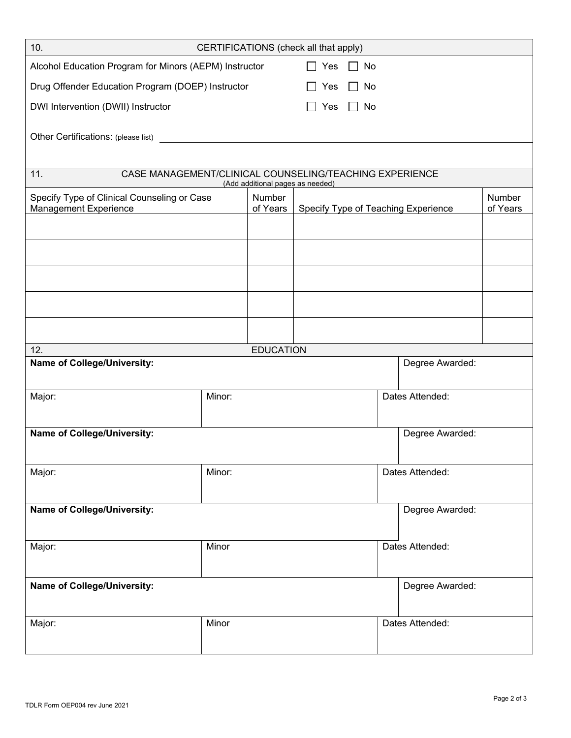## 10. CERTIFICATIONS (check all that apply)

| Certification | Response |
|---|---|
| Alcohol Education Program for Minors (AEPM) Instructor | ☐ Yes ☐ No |
| Drug Offender Education Program (DOEP) Instructor | ☐ Yes ☐ No |
| DWI Intervention (DWII) Instructor | ☐ Yes ☐ No |

Other Certifications: (please list) ______________________________

## 11. CASE MANAGEMENT/CLINICAL COUNSELING/TEACHING EXPERIENCE

(Add additional pages as needed)

| Specify Type of Clinical Counseling or Case Management Experience | Number of Years | Specify Type of Teaching Experience | Number of Years |
|---|---|---|---|
| | | | |
| | | | |
| | | | |
| | | | |
| | | | |

## 12. EDUCATION

| **Name of College/University:** | | Degree Awarded: |
|---|---|---|
| Major: | Minor: | Dates Attended: |
| **Name of College/University:** | | Degree Awarded: |
| Major: | Minor: | Dates Attended: |
| **Name of College/University:** | | Degree Awarded: |
| Major: | Minor | Dates Attended: |
| **Name of College/University:** | | Degree Awarded: |
| Major: | Minor | Dates Attended: |

TDLR Form OEP004 rev June 2021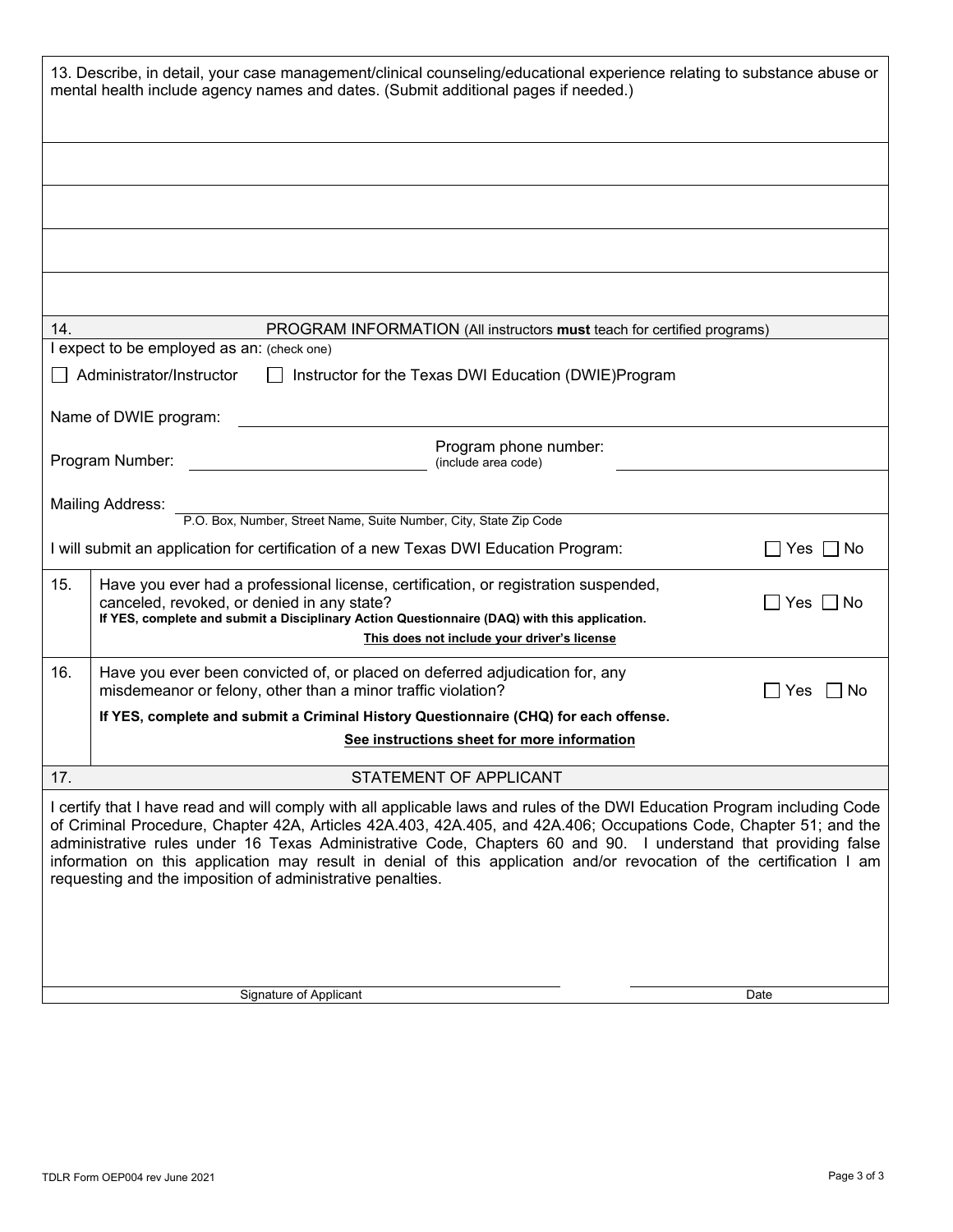13. Describe, in detail, your case management/clinical counseling/educational experience relating to substance abuse or mental health include agency names and dates. (Submit additional pages if needed.)

14. PROGRAM INFORMATION (All instructors **must** teach for certified programs)

I expect to be employed as an: (check one)

☐ Administrator/Instructor ☐ Instructor for the Texas DWI Education (DWIE)Program

Name of DWIE program: ______________________________

Program Number: ______________________________ Program phone number: (include area code) ______________________________

Mailing Address: ______________________________
P.O. Box, Number, Street Name, Suite Number, City, State Zip Code

I will submit an application for certification of a new Texas DWI Education Program: ☐ Yes ☐ No

| | | |
|---|---|---|
| 15. | Have you ever had a professional license, certification, or registration suspended, canceled, revoked, or denied in any state?<br>**If YES, complete and submit a Disciplinary Action Questionnaire (DAQ) with this application.**<br>**This does not include your driver's license** | ☐ Yes ☐ No |
| 16. | Have you ever been convicted of, or placed on deferred adjudication for, any misdemeanor or felony, other than a minor traffic violation?<br>**If YES, complete and submit a Criminal History Questionnaire (CHQ) for each offense.**<br>**See instructions sheet for more information** | ☐ Yes ☐ No |

17. STATEMENT OF APPLICANT

I certify that I have read and will comply with all applicable laws and rules of the DWI Education Program including Code of Criminal Procedure, Chapter 42A, Articles 42A.403, 42A.405, and 42A.406; Occupations Code, Chapter 51; and the administrative rules under 16 Texas Administrative Code, Chapters 60 and 90. I understand that providing false information on this application may result in denial of this application and/or revocation of the certification I am requesting and the imposition of administrative penalties.

______________________________ ______________________________
Signature of Applicant Date

TDLR Form OEP004 rev June 2021